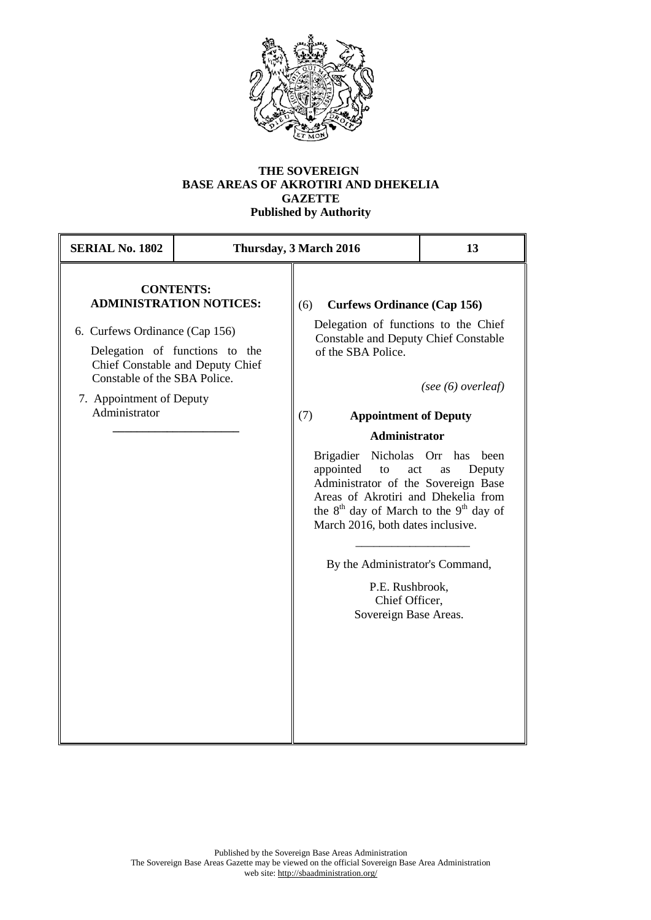# THE SOVEREIGN BASE AREAS OF AKROTIRI AND DHEKELIA GAZETTE

**Published by Authority**

| SERIAL No. 1802 | Thursday, 3 March 2016 | 13 |
| --- | --- | --- |

## CONTENTS:

### ADMINISTRATION NOTICES:

6. Curfews Ordinance (Cap 156)

   Delegation of functions to the Chief Constable and Deputy Chief Constable of the SBA Police.

7. Appointment of Deputy Administrator

---

### (6) Curfews Ordinance (Cap 156)

Delegation of functions to the Chief Constable and Deputy Chief Constable of the SBA Police.

*(see (6) overleaf)*

### (7) Appointment of Deputy Administrator

Brigadier Nicholas Orr has been appointed to act as Deputy Administrator of the Sovereign Base Areas of Akrotiri and Dhekelia from the 8th day of March to the 9th day of March 2016, both dates inclusive.

---

By the Administrator's Command,

P.E. Rushbrook,
Chief Officer,
Sovereign Base Areas.

Published by the Sovereign Base Areas Administration
The Sovereign Base Areas Gazette may be viewed on the official Sovereign Base Area Administration web site: http://sbaadministration.org/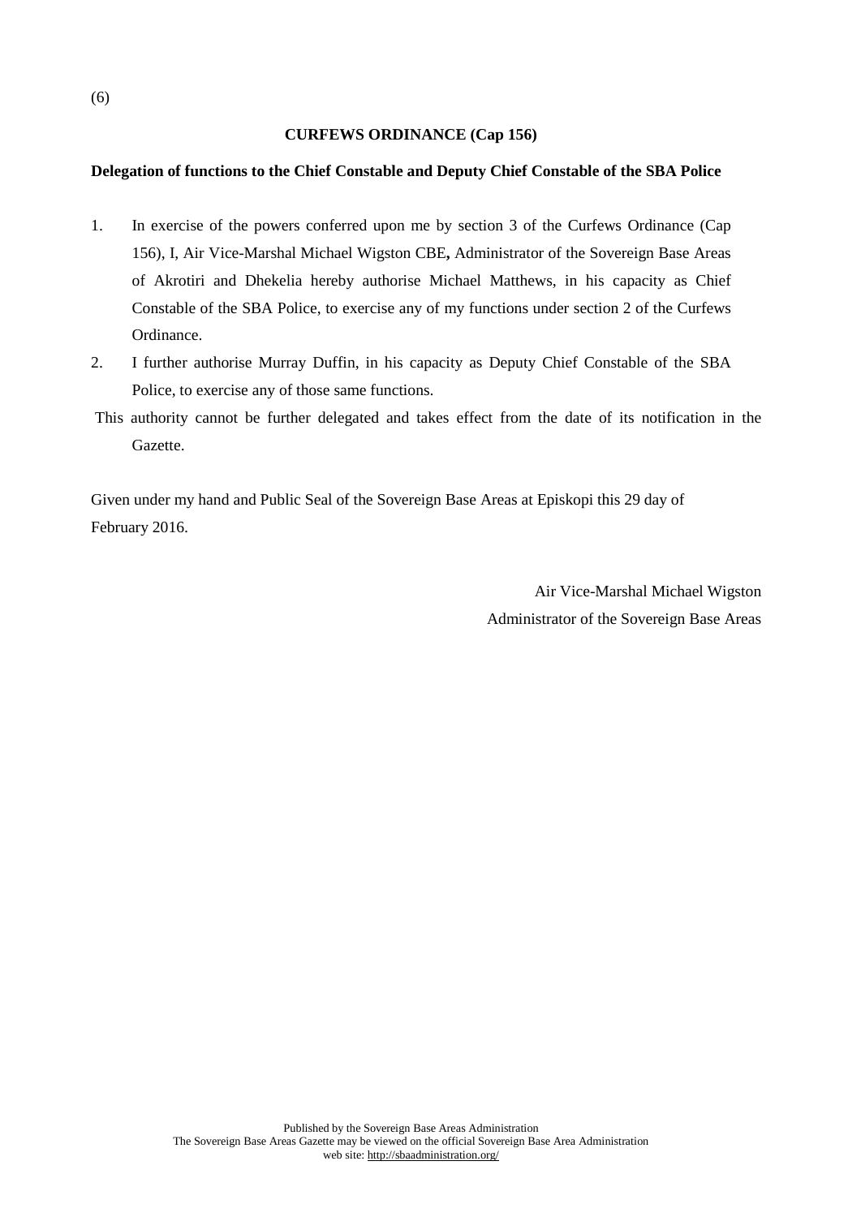(6)

**CURFEWS ORDINANCE (Cap 156)**

**Delegation of functions to the Chief Constable and Deputy Chief Constable of the SBA Police**

1. In exercise of the powers conferred upon me by section 3 of the Curfews Ordinance (Cap 156), I, Air Vice-Marshal Michael Wigston CBE**,** Administrator of the Sovereign Base Areas of Akrotiri and Dhekelia hereby authorise Michael Matthews, in his capacity as Chief Constable of the SBA Police, to exercise any of my functions under section 2 of the Curfews Ordinance.
2. I further authorise Murray Duffin, in his capacity as Deputy Chief Constable of the SBA Police, to exercise any of those same functions.

This authority cannot be further delegated and takes effect from the date of its notification in the Gazette.

Given under my hand and Public Seal of the Sovereign Base Areas at Episkopi this 29 day of February 2016.

Air Vice-Marshal Michael Wigston
Administrator of the Sovereign Base Areas

Published by the Sovereign Base Areas Administration
The Sovereign Base Areas Gazette may be viewed on the official Sovereign Base Area Administration web site: http://sbaadministration.org/